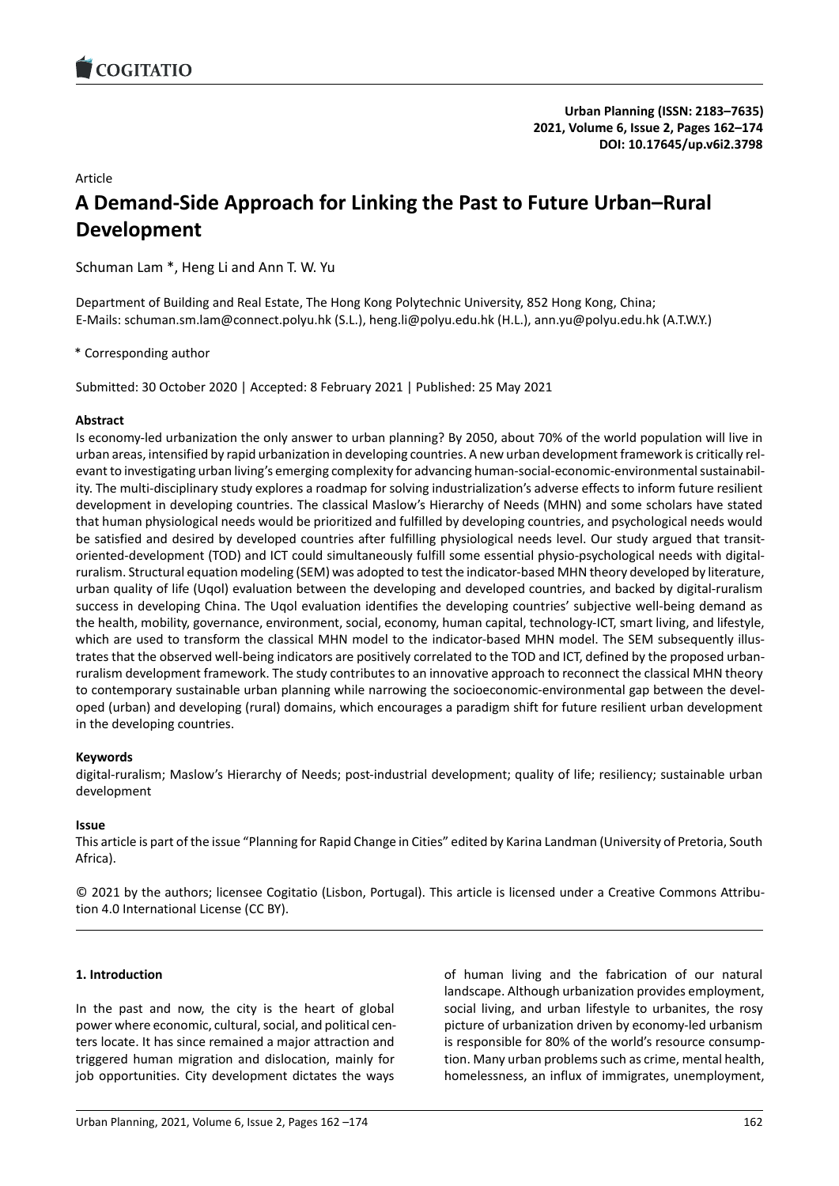Article

# A Demand-Side Approach for Linking the Past to Future Urban–Rural Development

Schuman Lam *, Heng Li and Ann T. W. Yu

Department of Building and Real Estate, The Hong Kong Polytechnic University, 852 Hong Kong, China;
E-Mails: schuman.sm.lam@connect.polyu.hk (S.L.), heng.li@polyu.edu.hk (H.L.), ann.yu@polyu.edu.hk (A.T.W.Y.)

* Corresponding author

Submitted: 30 October 2020 | Accepted: 8 February 2021 | Published: 25 May 2021

### Abstract

Is economy-led urbanization the only answer to urban planning? By 2050, about 70% of the world population will live in urban areas, intensified by rapid urbanization in developing countries. A new urban development framework is critically relevant to investigating urban living's emerging complexity for advancing human-social-economic-environmental sustainability. The multi-disciplinary study explores a roadmap for solving industrialization's adverse effects to inform future resilient development in developing countries. The classical Maslow's Hierarchy of Needs (MHN) and some scholars have stated that human physiological needs would be prioritized and fulfilled by developing countries, and psychological needs would be satisfied and desired by developed countries after fulfilling physiological needs level. Our study argued that transit-oriented-development (TOD) and ICT could simultaneously fulfill some essential physio-psychological needs with digital-ruralism. Structural equation modeling (SEM) was adopted to test the indicator-based MHN theory developed by literature, urban quality of life (Uqol) evaluation between the developing and developed countries, and backed by digital-ruralism success in developing China. The Uqol evaluation identifies the developing countries' subjective well-being demand as the health, mobility, governance, environment, social, economy, human capital, technology-ICT, smart living, and lifestyle, which are used to transform the classical MHN model to the indicator-based MHN model. The SEM subsequently illustrates that the observed well-being indicators are positively correlated to the TOD and ICT, defined by the proposed urban-ruralism development framework. The study contributes to an innovative approach to reconnect the classical MHN theory to contemporary sustainable urban planning while narrowing the socioeconomic-environmental gap between the developed (urban) and developing (rural) domains, which encourages a paradigm shift for future resilient urban development in the developing countries.

### Keywords

digital-ruralism; Maslow's Hierarchy of Needs; post-industrial development; quality of life; resiliency; sustainable urban development

### Issue

This article is part of the issue "Planning for Rapid Change in Cities" edited by Karina Landman (University of Pretoria, South Africa).

© 2021 by the authors; licensee Cogitatio (Lisbon, Portugal). This article is licensed under a Creative Commons Attribution 4.0 International License (CC BY).

## 1. Introduction

In the past and now, the city is the heart of global power where economic, cultural, social, and political centers locate. It has since remained a major attraction and triggered human migration and dislocation, mainly for job opportunities. City development dictates the ways of human living and the fabrication of our natural landscape. Although urbanization provides employment, social living, and urban lifestyle to urbanites, the rosy picture of urbanization driven by economy-led urbanism is responsible for 80% of the world's resource consumption. Many urban problems such as crime, mental health, homelessness, an influx of immigrates, unemployment,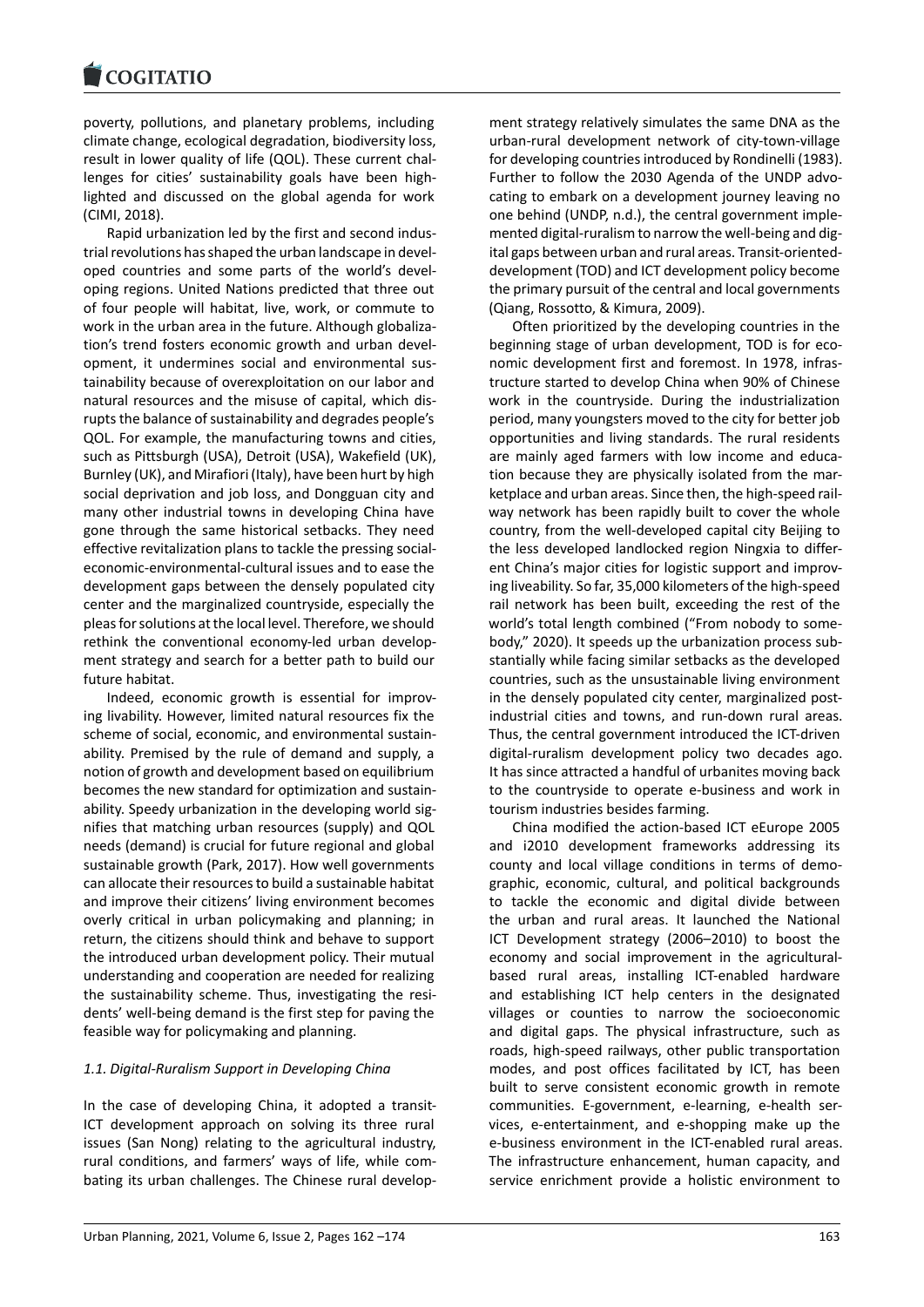poverty, pollutions, and planetary problems, including climate change, ecological degradation, biodiversity loss, result in lower quality of life (QOL). These current challenges for cities' sustainability goals have been highlighted and discussed on the global agenda for work (CIMI, 2018).

Rapid urbanization led by the first and second industrial revolutions has shaped the urban landscape in developed countries and some parts of the world's developing regions. United Nations predicted that three out of four people will habitat, live, work, or commute to work in the urban area in the future. Although globalization's trend fosters economic growth and urban development, it undermines social and environmental sustainability because of overexploitation on our labor and natural resources and the misuse of capital, which disrupts the balance of sustainability and degrades people's QOL. For example, the manufacturing towns and cities, such as Pittsburgh (USA), Detroit (USA), Wakefield (UK), Burnley (UK), and Mirafiori (Italy), have been hurt by high social deprivation and job loss, and Dongguan city and many other industrial towns in developing China have gone through the same historical setbacks. They need effective revitalization plans to tackle the pressing social-economic-environmental-cultural issues and to ease the development gaps between the densely populated city center and the marginalized countryside, especially the pleas for solutions at the local level. Therefore, we should rethink the conventional economy-led urban development strategy and search for a better path to build our future habitat.

Indeed, economic growth is essential for improving livability. However, limited natural resources fix the scheme of social, economic, and environmental sustainability. Premised by the rule of demand and supply, a notion of growth and development based on equilibrium becomes the new standard for optimization and sustainability. Speedy urbanization in the developing world signifies that matching urban resources (supply) and QOL needs (demand) is crucial for future regional and global sustainable growth (Park, 2017). How well governments can allocate their resources to build a sustainable habitat and improve their citizens' living environment becomes overly critical in urban policymaking and planning; in return, the citizens should think and behave to support the introduced urban development policy. Their mutual understanding and cooperation are needed for realizing the sustainability scheme. Thus, investigating the residents' well-being demand is the first step for paving the feasible way for policymaking and planning.

### *1.1. Digital-Ruralism Support in Developing China*

In the case of developing China, it adopted a transit-ICT development approach on solving its three rural issues (San Nong) relating to the agricultural industry, rural conditions, and farmers' ways of life, while combating its urban challenges. The Chinese rural development strategy relatively simulates the same DNA as the urban-rural development network of city-town-village for developing countries introduced by Rondinelli (1983). Further to follow the 2030 Agenda of the UNDP advocating to embark on a development journey leaving no one behind (UNDP, n.d.), the central government implemented digital-ruralism to narrow the well-being and digital gaps between urban and rural areas. Transit-oriented-development (TOD) and ICT development policy become the primary pursuit of the central and local governments (Qiang, Rossotto, & Kimura, 2009).

Often prioritized by the developing countries in the beginning stage of urban development, TOD is for economic development first and foremost. In 1978, infrastructure started to develop China when 90% of Chinese work in the countryside. During the industrialization period, many youngsters moved to the city for better job opportunities and living standards. The rural residents are mainly aged farmers with low income and education because they are physically isolated from the marketplace and urban areas. Since then, the high-speed railway network has been rapidly built to cover the whole country, from the well-developed capital city Beijing to the less developed landlocked region Ningxia to different China's major cities for logistic support and improving liveability. So far, 35,000 kilometers of the high-speed rail network has been built, exceeding the rest of the world's total length combined ("From nobody to somebody," 2020). It speeds up the urbanization process substantially while facing similar setbacks as the developed countries, such as the unsustainable living environment in the densely populated city center, marginalized post-industrial cities and towns, and run-down rural areas. Thus, the central government introduced the ICT-driven digital-ruralism development policy two decades ago. It has since attracted a handful of urbanites moving back to the countryside to operate e-business and work in tourism industries besides farming.

China modified the action-based ICT eEurope 2005 and i2010 development frameworks addressing its county and local village conditions in terms of demographic, economic, cultural, and political backgrounds to tackle the economic and digital divide between the urban and rural areas. It launched the National ICT Development strategy (2006–2010) to boost the economy and social improvement in the agricultural-based rural areas, installing ICT-enabled hardware and establishing ICT help centers in the designated villages or counties to narrow the socioeconomic and digital gaps. The physical infrastructure, such as roads, high-speed railways, other public transportation modes, and post offices facilitated by ICT, has been built to serve consistent economic growth in remote communities. E-government, e-learning, e-health services, e-entertainment, and e-shopping make up the e-business environment in the ICT-enabled rural areas. The infrastructure enhancement, human capacity, and service enrichment provide a holistic environment to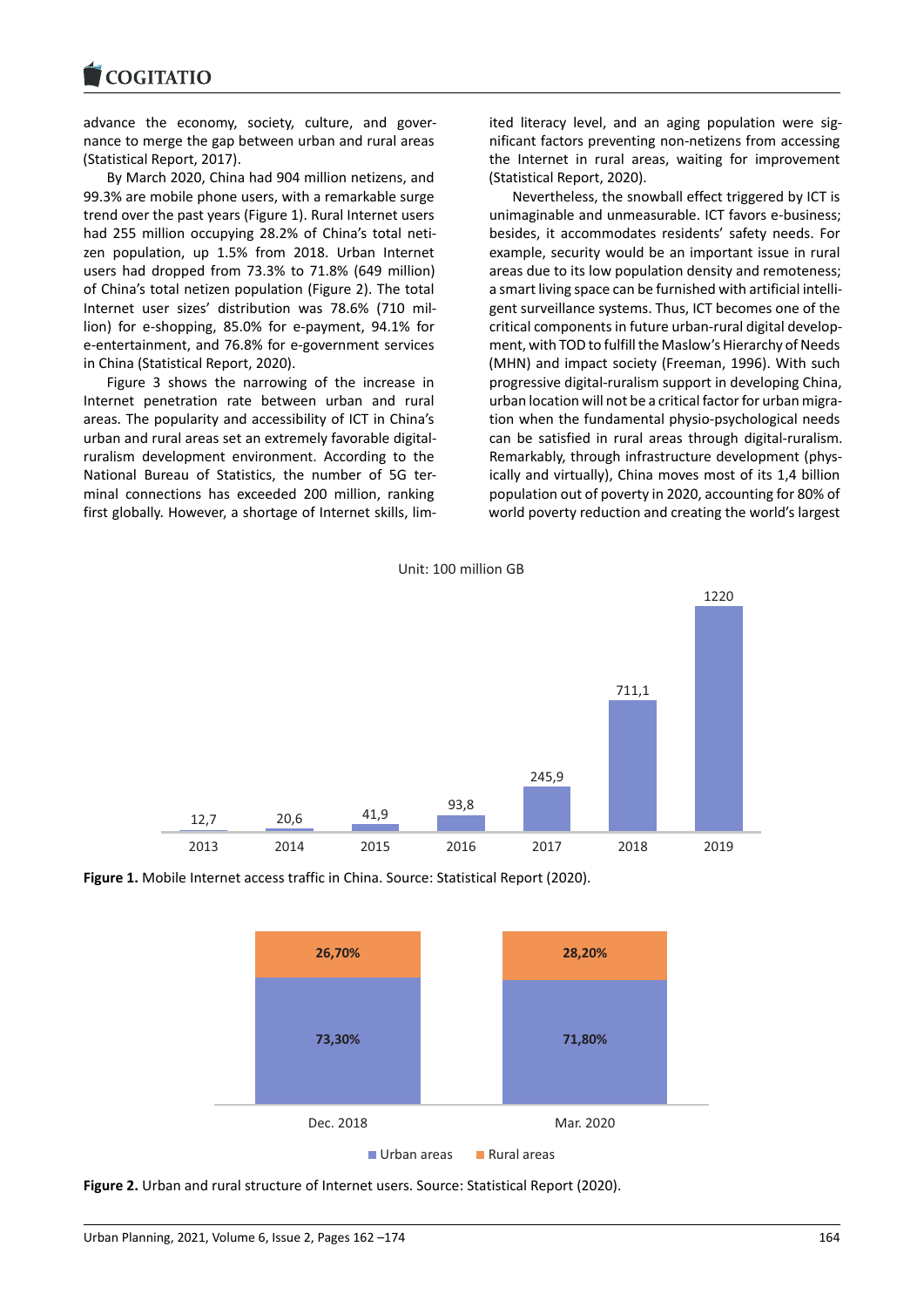advance the economy, society, culture, and governance to merge the gap between urban and rural areas (Statistical Report, 2017).

By March 2020, China had 904 million netizens, and 99.3% are mobile phone users, with a remarkable surge trend over the past years (Figure 1). Rural Internet users had 255 million occupying 28.2% of China's total netizen population, up 1.5% from 2018. Urban Internet users had dropped from 73.3% to 71.8% (649 million) of China's total netizen population (Figure 2). The total Internet user sizes' distribution was 78.6% (710 million) for e-shopping, 85.0% for e-payment, 94.1% for e-entertainment, and 76.8% for e-government services in China (Statistical Report, 2020).

Figure 3 shows the narrowing of the increase in Internet penetration rate between urban and rural areas. The popularity and accessibility of ICT in China's urban and rural areas set an extremely favorable digital-ruralism development environment. According to the National Bureau of Statistics, the number of 5G terminal connections has exceeded 200 million, ranking first globally. However, a shortage of Internet skills, limited literacy level, and an aging population were significant factors preventing non-netizens from accessing the Internet in rural areas, waiting for improvement (Statistical Report, 2020).

Nevertheless, the snowball effect triggered by ICT is unimaginable and unmeasurable. ICT favors e-business; besides, it accommodates residents' safety needs. For example, security would be an important issue in rural areas due to its low population density and remoteness; a smart living space can be furnished with artificial intelligent surveillance systems. Thus, ICT becomes one of the critical components in future urban-rural digital development, with TOD to fulfill the Maslow's Hierarchy of Needs (MHN) and impact society (Freeman, 1996). With such progressive digital-ruralism support in developing China, urban location will not be a critical factor for urban migration when the fundamental physio-psychological needs can be satisfied in rural areas through digital-ruralism. Remarkably, through infrastructure development (physically and virtually), China moves most of its 1,4 billion population out of poverty in 2020, accounting for 80% of world poverty reduction and creating the world's largest

Unit: 100 million GB

| Year | 2013 | 2014 | 2015 | 2016 | 2017 | 2018 | 2019 |
|---|---|---|---|---|---|---|---|
| Traffic | 12,7 | 20,6 | 41,9 | 93,8 | 245,9 | 711,1 | 1220 |

**Figure 1.** Mobile Internet access traffic in China. Source: Statistical Report (2020).

| | Dec. 2018 | Mar. 2020 |
|---|---|---|
| Urban areas | 73,30% | 71,80% |
| Rural areas | 26,70% | 28,20% |

**Figure 2.** Urban and rural structure of Internet users. Source: Statistical Report (2020).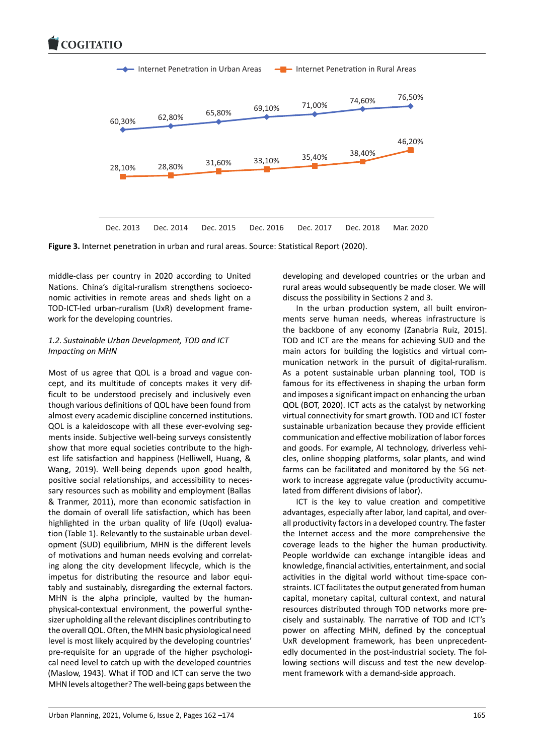| | Dec. 2013 | Dec. 2014 | Dec. 2015 | Dec. 2016 | Dec. 2017 | Dec. 2018 | Mar. 2020 |
|---|---|---|---|---|---|---|---|
| Internet Penetration in Urban Areas | 60,30% | 62,80% | 65,80% | 69,10% | 71,00% | 74,60% | 76,50% |
| Internet Penetration in Rural Areas | 28,10% | 28,80% | 31,60% | 33,10% | 35,40% | 38,40% | 46,20% |

**Figure 3.** Internet penetration in urban and rural areas. Source: Statistical Report (2020).

middle-class per country in 2020 according to United Nations. China's digital-ruralism strengthens socioeconomic activities in remote areas and sheds light on a TOD-ICT-led urban-ruralism (UxR) development framework for the developing countries.

### *1.2. Sustainable Urban Development, TOD and ICT Impacting on MHN*

Most of us agree that QOL is a broad and vague concept, and its multitude of concepts makes it very difficult to be understood precisely and inclusively even though various definitions of QOL have been found from almost every academic discipline concerned institutions. QOL is a kaleidoscope with all these ever-evolving segments inside. Subjective well-being surveys consistently show that more equal societies contribute to the highest life satisfaction and happiness (Helliwell, Huang, & Wang, 2019). Well-being depends upon good health, positive social relationships, and accessibility to necessary resources such as mobility and employment (Ballas & Tranmer, 2011), more than economic satisfaction in the domain of overall life satisfaction, which has been highlighted in the urban quality of life (Uqol) evaluation (Table 1). Relevantly to the sustainable urban development (SUD) equilibrium, MHN is the different levels of motivations and human needs evolving and correlating along the city development lifecycle, which is the impetus for distributing the resource and labor equitably and sustainably, disregarding the external factors. MHN is the alpha principle, vaulted by the human-physical-contextual environment, the powerful synthesizer upholding all the relevant disciplines contributing to the overall QOL. Often, the MHN basic physiological need level is most likely acquired by the developing countries' pre-requisite for an upgrade of the higher psychological need level to catch up with the developed countries (Maslow, 1943). What if TOD and ICT can serve the two MHN levels altogether? The well-being gaps between the developing and developed countries or the urban and rural areas would subsequently be made closer. We will discuss the possibility in Sections 2 and 3.

In the urban production system, all built environments serve human needs, whereas infrastructure is the backbone of any economy (Zanabria Ruiz, 2015). TOD and ICT are the means for achieving SUD and the main actors for building the logistics and virtual communication network in the pursuit of digital-ruralism. As a potent sustainable urban planning tool, TOD is famous for its effectiveness in shaping the urban form and imposes a significant impact on enhancing the urban QOL (BOT, 2020). ICT acts as the catalyst by networking virtual connectivity for smart growth. TOD and ICT foster sustainable urbanization because they provide efficient communication and effective mobilization of labor forces and goods. For example, AI technology, driverless vehicles, online shopping platforms, solar plants, and wind farms can be facilitated and monitored by the 5G network to increase aggregate value (productivity accumulated from different divisions of labor).

ICT is the key to value creation and competitive advantages, especially after labor, land capital, and overall productivity factors in a developed country. The faster the Internet access and the more comprehensive the coverage leads to the higher the human productivity. People worldwide can exchange intangible ideas and knowledge, financial activities, entertainment, and social activities in the digital world without time-space constraints. ICT facilitates the output generated from human capital, monetary capital, cultural context, and natural resources distributed through TOD networks more precisely and sustainably. The narrative of TOD and ICT's power on affecting MHN, defined by the conceptual UxR development framework, has been unprecedentedly documented in the post-industrial society. The following sections will discuss and test the new development framework with a demand-side approach.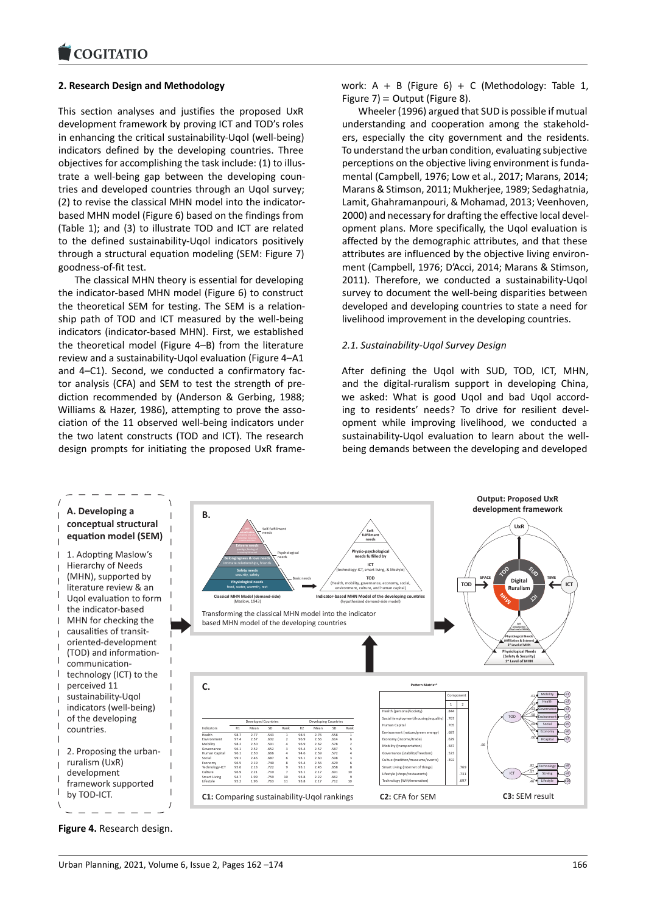## 2. Research Design and Methodology

This section analyses and justifies the proposed UxR development framework by proving ICT and TOD's roles in enhancing the critical sustainability-Uqol (well-being) indicators defined by the developing countries. Three objectives for accomplishing the task include: (1) to illustrate a well-being gap between the developing countries and developed countries through an Uqol survey; (2) to revise the classical MHN model into the indicator-based MHN model (Figure 6) based on the findings from (Table 1); and (3) to illustrate TOD and ICT are related to the defined sustainability-Uqol indicators positively through a structural equation modeling (SEM: Figure 7) goodness-of-fit test.

The classical MHN theory is essential for developing the indicator-based MHN model (Figure 6) to construct the theoretical SEM for testing. The SEM is a relationship path of TOD and ICT measured by the well-being indicators (indicator-based MHN). First, we established the theoretical model (Figure 4–B) from the literature review and a sustainability-Uqol evaluation (Figure 4–A1 and 4–C1). Second, we conducted a confirmatory factor analysis (CFA) and SEM to test the strength of prediction recommended by (Anderson & Gerbing, 1988; Williams & Hazer, 1986), attempting to prove the association of the 11 observed well-being indicators under the two latent constructs (TOD and ICT). The research design prompts for initiating the proposed UxR framework: A + B (Figure 6) + C (Methodology: Table 1, Figure 7) = Output (Figure 8).

Wheeler (1996) argued that SUD is possible if mutual understanding and cooperation among the stakeholders, especially the city government and the residents. To understand the urban condition, evaluating subjective perceptions on the objective living environment is fundamental (Campbell, 1976; Low et al., 2017; Marans, 2014; Marans & Stimson, 2011; Mukherjee, 1989; Sedaghatnia, Lamit, Ghahramanpouri, & Mohamad, 2013; Veenhoven, 2000) and necessary for drafting the effective local development plans. More specifically, the Uqol evaluation is affected by the demographic attributes, and that these attributes are influenced by the objective living environment (Campbell, 1976; D'Acci, 2014; Marans & Stimson, 2011). Therefore, we conducted a sustainability-Uqol survey to document the well-being disparities between developed and developing countries to state a need for livelihood improvement in the developing countries.

### 2.1. Sustainability-Uqol Survey Design

After defining the Uqol with SUD, TOD, ICT, MHN, and the digital-ruralism support in developing China, we asked: What is good Uqol and bad Uqol according to residents' needs? To drive for resilient development while improving livelihood, we conducted a sustainability-Uqol evaluation to learn about the well-being demands between the developing and developed

**Figure 4.** Research design.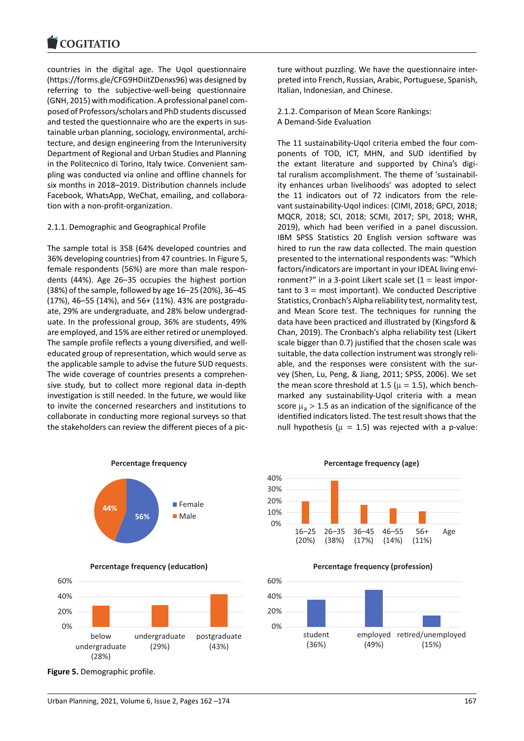countries in the digital age. The Uqol questionnaire (https://forms.gle/CFG9HDiitZDenxs96) was designed by referring to the subjective-well-being questionnaire (GNH, 2015) with modification. A professional panel composed of Professors/scholars and PhD students discussed and tested the questionnaire who are the experts in sustainable urban planning, sociology, environmental, architecture, and design engineering from the Interuniversity Department of Regional and Urban Studies and Planning in the Politecnico di Torino, Italy twice. Convenient sampling was conducted via online and offline channels for six months in 2018–2019. Distribution channels include Facebook, WhatsApp, WeChat, emailing, and collaboration with a non-profit-organization.

2.1.1. Demographic and Geographical Profile

The sample total is 358 (64% developed countries and 36% developing countries) from 47 countries. In Figure 5, female respondents (56%) are more than male respondents (44%). Age 26–35 occupies the highest portion (38%) of the sample, followed by age 16–25 (20%), 36–45 (17%), 46–55 (14%), and 56+ (11%). 43% are postgraduate, 29% are undergraduate, and 28% below undergraduate. In the professional group, 36% are students, 49% are employed, and 15% are either retired or unemployed. The sample profile reflects a young diversified, and well-educated group of representation, which would serve as the applicable sample to advise the future SUD requests. The wide coverage of countries presents a comprehensive study, but to collect more regional data in-depth investigation is still needed. In the future, we would like to invite the concerned researchers and institutions to collaborate in conducting more regional surveys so that the stakeholders can review the different pieces of a picture without puzzling. We have the questionnaire interpreted into French, Russian, Arabic, Portuguese, Spanish, Italian, Indonesian, and Chinese.

2.1.2. Comparison of Mean Score Rankings: A Demand-Side Evaluation

The 11 sustainability-Uqol criteria embed the four components of TOD, ICT, MHN, and SUD identified by the extant literature and supported by China's digital ruralism accomplishment. The theme of 'sustainability enhances urban livelihoods' was adopted to select the 11 indicators out of 72 indicators from the relevant sustainability-Uqol indices: (CIMI, 2018; GPCI, 2018; MQCR, 2018; SCI, 2018; SCMI, 2017; SPI, 2018; WHR, 2019), which had been verified in a panel discussion. IBM SPSS Statistics 20 English version software was hired to run the raw data collected. The main question presented to the international respondents was: "Which factors/indicators are important in your IDEAL living environment?" in a 3-point Likert scale set (1 = least important to 3 = most important). We conducted Descriptive Statistics, Cronbach's Alpha reliability test, normality test, and Mean Score test. The techniques for running the data have been practiced and illustrated by (Kingsford & Chan, 2019). The Cronbach's alpha reliability test (Likert scale bigger than 0.7) justified that the chosen scale was suitable, the data collection instrument was strongly reliable, and the responses were consistent with the survey (Shen, Lu, Peng, & Jiang, 2011; SPSS, 2006). We set the mean score threshold at 1.5 ($\mu = 1.5$), which benchmarked any sustainability-Uqol criteria with a mean score $\mu_a > 1.5$ as an indication of the significance of the identified indicators listed. The test result shows that the null hypothesis ($\mu = 1.5$) was rejected with a p-value:

**Figure 5.** Demographic profile.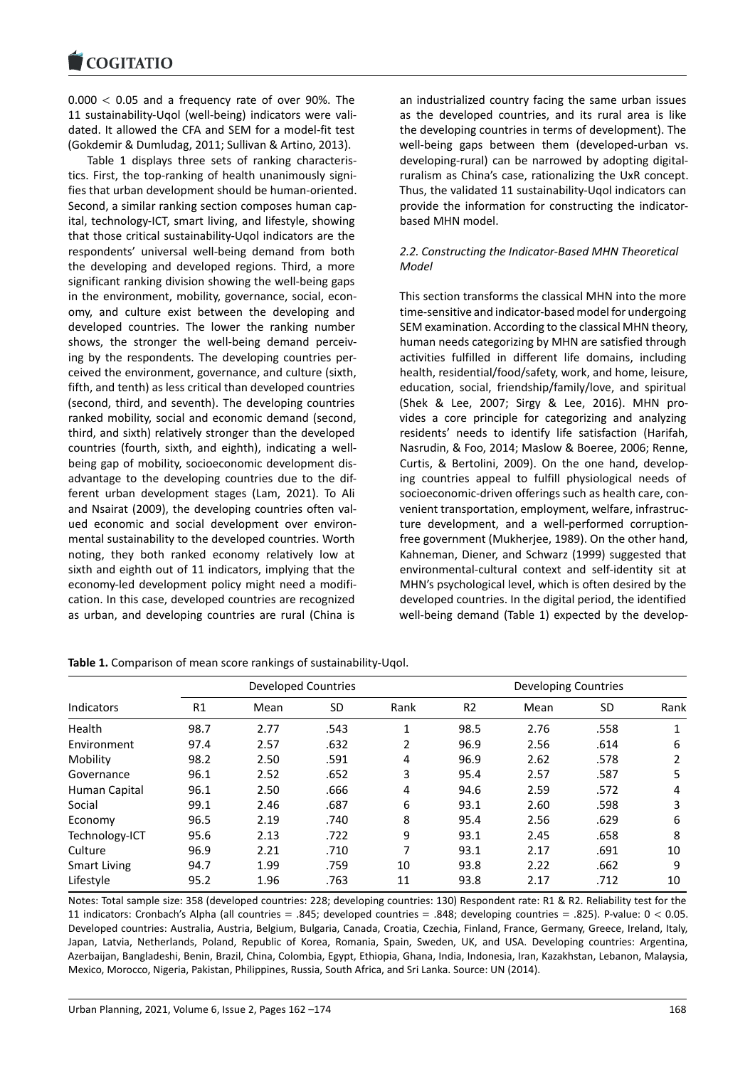0.000 < 0.05 and a frequency rate of over 90%. The 11 sustainability-Uqol (well-being) indicators were validated. It allowed the CFA and SEM for a model-fit test (Gokdemir & Dumludag, 2011; Sullivan & Artino, 2013).

Table 1 displays three sets of ranking characteristics. First, the top-ranking of health unanimously signifies that urban development should be human-oriented. Second, a similar ranking section composes human capital, technology-ICT, smart living, and lifestyle, showing that those critical sustainability-Uqol indicators are the respondents' universal well-being demand from both the developing and developed regions. Third, a more significant ranking division showing the well-being gaps in the environment, mobility, governance, social, economy, and culture exist between the developing and developed countries. The lower the ranking number shows, the stronger the well-being demand perceiving by the respondents. The developing countries perceived the environment, governance, and culture (sixth, fifth, and tenth) as less critical than developed countries (second, third, and seventh). The developing countries ranked mobility, social and economic demand (second, third, and sixth) relatively stronger than the developed countries (fourth, sixth, and eighth), indicating a well-being gap of mobility, socioeconomic development disadvantage to the developing countries due to the different urban development stages (Lam, 2021). To Ali and Nsairat (2009), the developing countries often valued economic and social development over environmental sustainability to the developed countries. Worth noting, they both ranked economy relatively low at sixth and eighth out of 11 indicators, implying that the economy-led development policy might need a modification. In this case, developed countries are recognized as urban, and developing countries are rural (China is an industrialized country facing the same urban issues as the developed countries, and its rural area is like the developing countries in terms of development). The well-being gaps between them (developed-urban vs. developing-rural) can be narrowed by adopting digital-ruralism as China's case, rationalizing the UxR concept. Thus, the validated 11 sustainability-Uqol indicators can provide the information for constructing the indicator-based MHN model.

### 2.2. Constructing the Indicator-Based MHN Theoretical Model

This section transforms the classical MHN into the more time-sensitive and indicator-based model for undergoing SEM examination. According to the classical MHN theory, human needs categorizing by MHN are satisfied through activities fulfilled in different life domains, including health, residential/food/safety, work, and home, leisure, education, social, friendship/family/love, and spiritual (Shek & Lee, 2007; Sirgy & Lee, 2016). MHN provides a core principle for categorizing and analyzing residents' needs to identify life satisfaction (Harifah, Nasrudin, & Foo, 2014; Maslow & Boeree, 2006; Renne, Curtis, & Bertolini, 2009). On the one hand, developing countries appeal to fulfill physiological needs of socioeconomic-driven offerings such as health care, convenient transportation, employment, welfare, infrastructure development, and a well-performed corruption-free government (Mukherjee, 1989). On the other hand, Kahneman, Diener, and Schwarz (1999) suggested that environmental-cultural context and self-identity sit at MHN's psychological level, which is often desired by the developed countries. In the digital period, the identified well-being demand (Table 1) expected by the develop-

**Table 1.** Comparison of mean score rankings of sustainability-Uqol.

| Indicators | Developed Countries | | | | Developing Countries | | | |
|---|---|---|---|---|---|---|---|---|
| | R1 | Mean | SD | Rank | R2 | Mean | SD | Rank |
| Health | 98.7 | 2.77 | .543 | 1 | 98.5 | 2.76 | .558 | 1 |
| Environment | 97.4 | 2.57 | .632 | 2 | 96.9 | 2.56 | .614 | 6 |
| Mobility | 98.2 | 2.50 | .591 | 4 | 96.9 | 2.62 | .578 | 2 |
| Governance | 96.1 | 2.52 | .652 | 3 | 95.4 | 2.57 | .587 | 5 |
| Human Capital | 96.1 | 2.50 | .666 | 4 | 94.6 | 2.59 | .572 | 4 |
| Social | 99.1 | 2.46 | .687 | 6 | 93.1 | 2.60 | .598 | 3 |
| Economy | 96.5 | 2.19 | .740 | 8 | 95.4 | 2.56 | .629 | 6 |
| Technology-ICT | 95.6 | 2.13 | .722 | 9 | 93.1 | 2.45 | .658 | 8 |
| Culture | 96.9 | 2.21 | .710 | 7 | 93.1 | 2.17 | .691 | 10 |
| Smart Living | 94.7 | 1.99 | .759 | 10 | 93.8 | 2.22 | .662 | 9 |
| Lifestyle | 95.2 | 1.96 | .763 | 11 | 93.8 | 2.17 | .712 | 10 |

Notes: Total sample size: 358 (developed countries: 228; developing countries: 130) Respondent rate: R1 & R2. Reliability test for the 11 indicators: Cronbach's Alpha (all countries = .845; developed countries = .848; developing countries = .825). P-value: 0 < 0.05. Developed countries: Australia, Austria, Belgium, Bulgaria, Canada, Croatia, Czechia, Finland, France, Germany, Greece, Ireland, Italy, Japan, Latvia, Netherlands, Poland, Republic of Korea, Romania, Spain, Sweden, UK, and USA. Developing countries: Argentina, Azerbaijan, Bangladeshi, Benin, Brazil, China, Colombia, Egypt, Ethiopia, Ghana, India, Indonesia, Iran, Kazakhstan, Lebanon, Malaysia, Mexico, Morocco, Nigeria, Pakistan, Philippines, Russia, South Africa, and Sri Lanka. Source: UN (2014).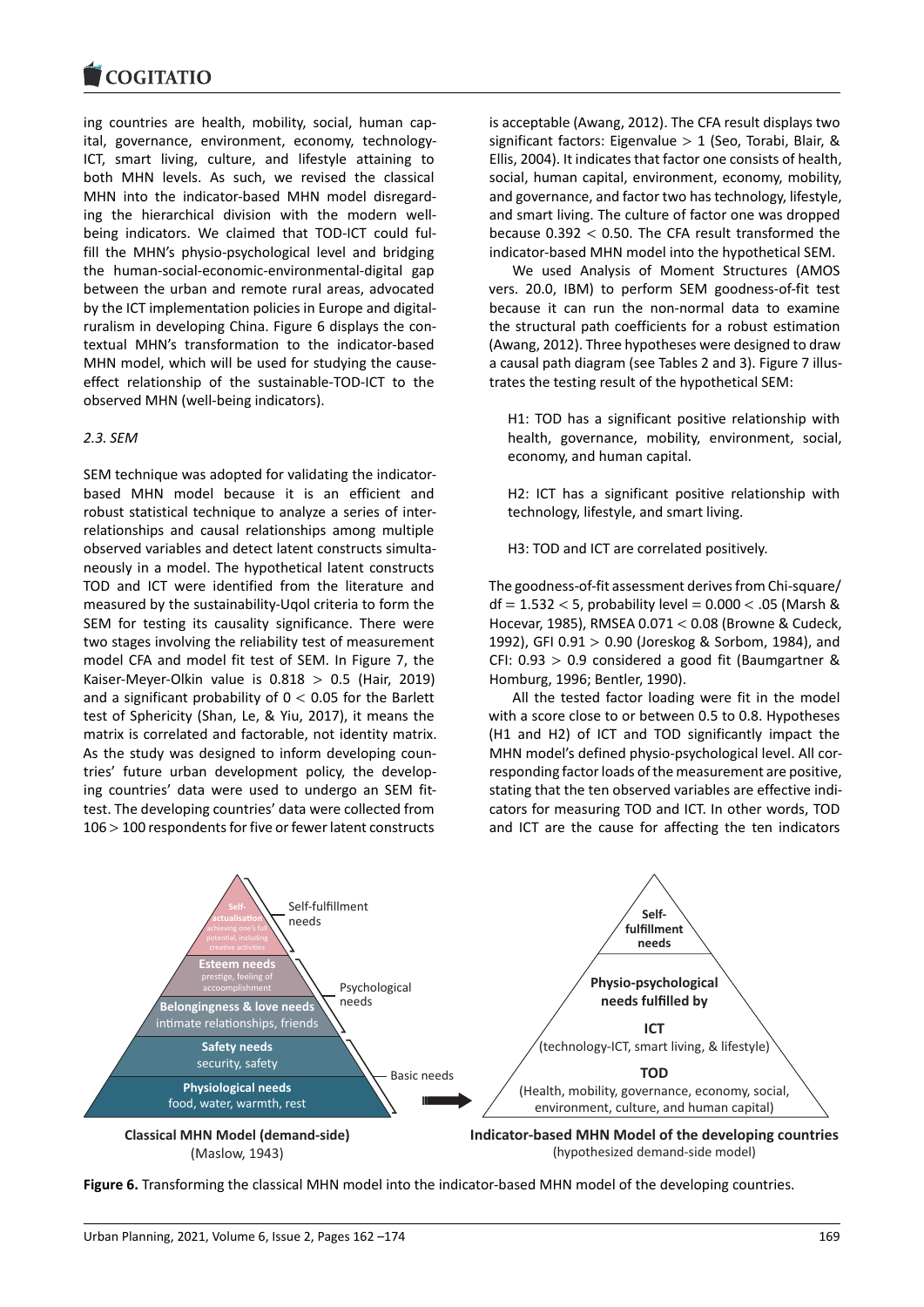ing countries are health, mobility, social, human capital, governance, environment, economy, technology-ICT, smart living, culture, and lifestyle attaining to both MHN levels. As such, we revised the classical MHN into the indicator-based MHN model disregarding the hierarchical division with the modern well-being indicators. We claimed that TOD-ICT could fulfill the MHN's physio-psychological level and bridging the human-social-economic-environmental-digital gap between the urban and remote rural areas, advocated by the ICT implementation policies in Europe and digital-ruralism in developing China. Figure 6 displays the contextual MHN's transformation to the indicator-based MHN model, which will be used for studying the cause-effect relationship of the sustainable-TOD-ICT to the observed MHN (well-being indicators).

### *2.3. SEM*

SEM technique was adopted for validating the indicator-based MHN model because it is an efficient and robust statistical technique to analyze a series of interrelationships and causal relationships among multiple observed variables and detect latent constructs simultaneously in a model. The hypothetical latent constructs TOD and ICT were identified from the literature and measured by the sustainability-Uqol criteria to form the SEM for testing its causality significance. There were two stages involving the reliability test of measurement model CFA and model fit test of SEM. In Figure 7, the Kaiser-Meyer-Olkin value is $0.818 > 0.5$ (Hair, 2019) and a significant probability of $0 < 0.05$ for the Barlett test of Sphericity (Shan, Le, & Yiu, 2017), it means the matrix is correlated and factorable, not identity matrix. As the study was designed to inform developing countries' future urban development policy, the developing countries' data were used to undergo an SEM fit-test. The developing countries' data were collected from $106 > 100$ respondents for five or fewer latent constructs is acceptable (Awang, 2012). The CFA result displays two significant factors: Eigenvalue $> 1$ (Seo, Torabi, Blair, & Ellis, 2004). It indicates that factor one consists of health, social, human capital, environment, economy, mobility, and governance, and factor two has technology, lifestyle, and smart living. The culture of factor one was dropped because $0.392 < 0.50$. The CFA result transformed the indicator-based MHN model into the hypothetical SEM.

We used Analysis of Moment Structures (AMOS vers. 20.0, IBM) to perform SEM goodness-of-fit test because it can run the non-normal data to examine the structural path coefficients for a robust estimation (Awang, 2012). Three hypotheses were designed to draw a causal path diagram (see Tables 2 and 3). Figure 7 illustrates the testing result of the hypothetical SEM:

> H1: TOD has a significant positive relationship with health, governance, mobility, environment, social, economy, and human capital.
>
> H2: ICT has a significant positive relationship with technology, lifestyle, and smart living.
>
> H3: TOD and ICT are correlated positively.

The goodness-of-fit assessment derives from Chi-square/df $= 1.532 < 5$, probability level $= 0.000 < .05$ (Marsh & Hocevar, 1985), RMSEA $0.071 < 0.08$ (Browne & Cudeck, 1992), GFI $0.91 > 0.90$ (Joreskog & Sorbom, 1984), and CFI: $0.93 > 0.9$ considered a good fit (Baumgartner & Homburg, 1996; Bentler, 1990).

All the tested factor loading were fit in the model with a score close to or between 0.5 to 0.8. Hypotheses (H1 and H2) of ICT and TOD significantly impact the MHN model's defined physio-psychological level. All corresponding factor loads of the measurement are positive, stating that the ten observed variables are effective indicators for measuring TOD and ICT. In other words, TOD and ICT are the cause for affecting the ten indicators

**Figure 6.** Transforming the classical MHN model into the indicator-based MHN model of the developing countries.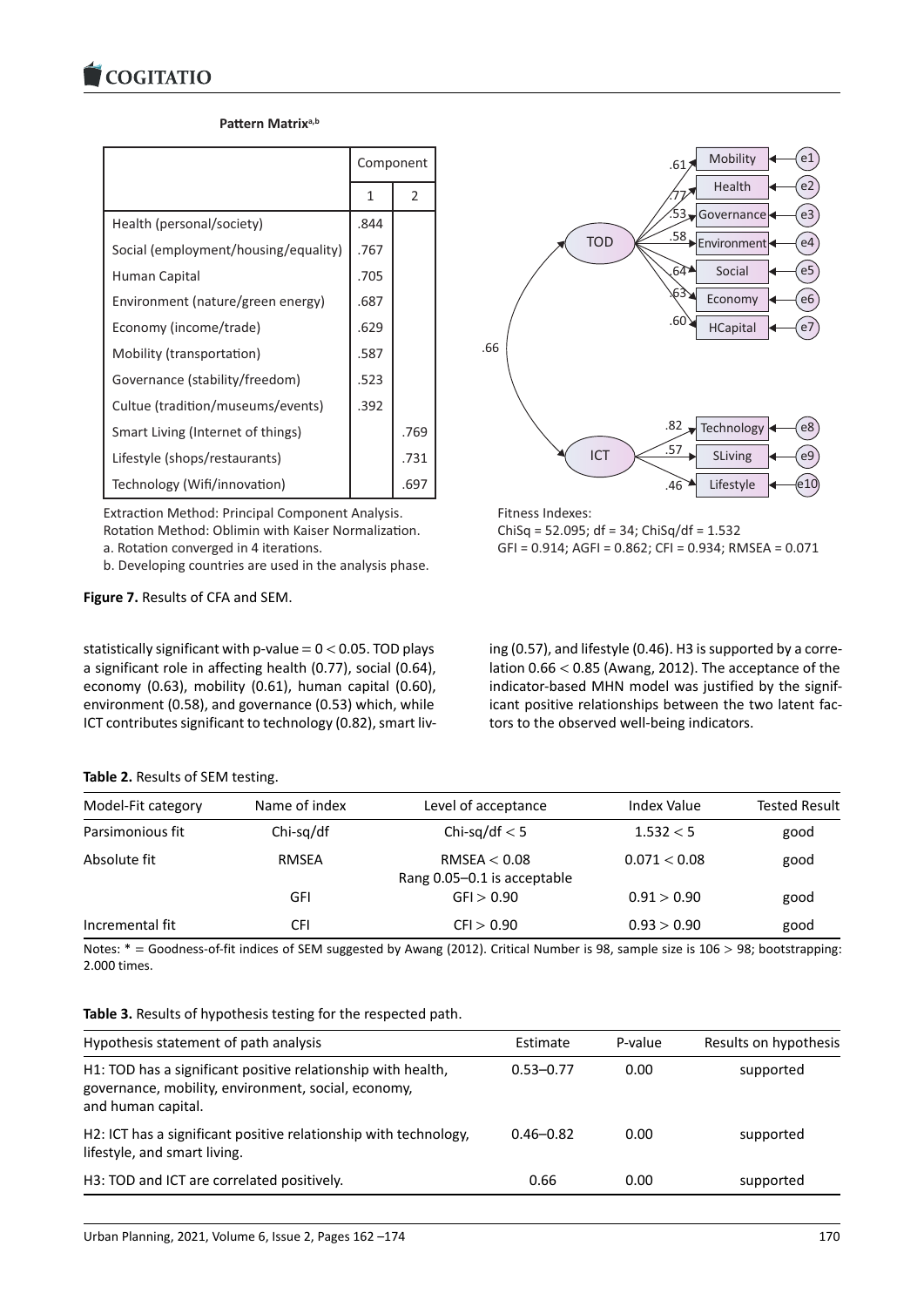**Pattern Matrix**[a,b]

| | Component | |
|---|---|---|
| | 1 | 2 |
| Health (personal/society) | .844 | |
| Social (employment/housing/equality) | .767 | |
| Human Capital | .705 | |
| Environment (nature/green energy) | .687 | |
| Economy (income/trade) | .629 | |
| Mobility (transportation) | .587 | |
| Governance (stability/freedom) | .523 | |
| Cultue (tradition/museums/events) | .392 | |
| Smart Living (Internet of things) | | .769 |
| Lifestyle (shops/restaurants) | | .731 |
| Technology (Wifi/innovation) | | .697 |

Extraction Method: Principal Component Analysis.
Rotation Method: Oblimin with Kaiser Normalization.
a. Rotation converged in 4 iterations.
b. Developing countries are used in the analysis phase.

Fitness Indexes:
ChiSq = 52.095; df = 34; ChiSq/df = 1.532
GFI = 0.914; AGFI = 0.862; CFI = 0.934; RMSEA = 0.071

**Figure 7.** Results of CFA and SEM.

statistically significant with p-value = $0 < 0.05$. TOD plays a significant role in affecting health (0.77), social (0.64), economy (0.63), mobility (0.61), human capital (0.60), environment (0.58), and governance (0.53) which, while ICT contributes significant to technology (0.82), smart living (0.57), and lifestyle (0.46). H3 is supported by a correlation $0.66 < 0.85$ (Awang, 2012). The acceptance of the indicator-based MHN model was justified by the significant positive relationships between the two latent factors to the observed well-being indicators.

**Table 2.** Results of SEM testing.

| Model-Fit category | Name of index | Level of acceptance | Index Value | Tested Result |
|---|---|---|---|---|
| Parsimonious fit | Chi-sq/df | Chi-sq/df < 5 | 1.532 < 5 | good |
| Absolute fit | RMSEA | RMSEA < 0.08<br>Rang 0.05–0.1 is acceptable | 0.071 < 0.08 | good |
| | GFI | GFI > 0.90 | 0.91 > 0.90 | good |
| Incremental fit | CFI | CFI > 0.90 | 0.93 > 0.90 | good |

Notes: * = Goodness-of-fit indices of SEM suggested by Awang (2012). Critical Number is 98, sample size is 106 > 98; bootstrapping: 2.000 times.

**Table 3.** Results of hypothesis testing for the respected path.

| Hypothesis statement of path analysis | Estimate | P-value | Results on hypothesis |
|---|---|---|---|
| H1: TOD has a significant positive relationship with health, governance, mobility, environment, social, economy, and human capital. | 0.53–0.77 | 0.00 | supported |
| H2: ICT has a significant positive relationship with technology, lifestyle, and smart living. | 0.46–0.82 | 0.00 | supported |
| H3: TOD and ICT are correlated positively. | 0.66 | 0.00 | supported |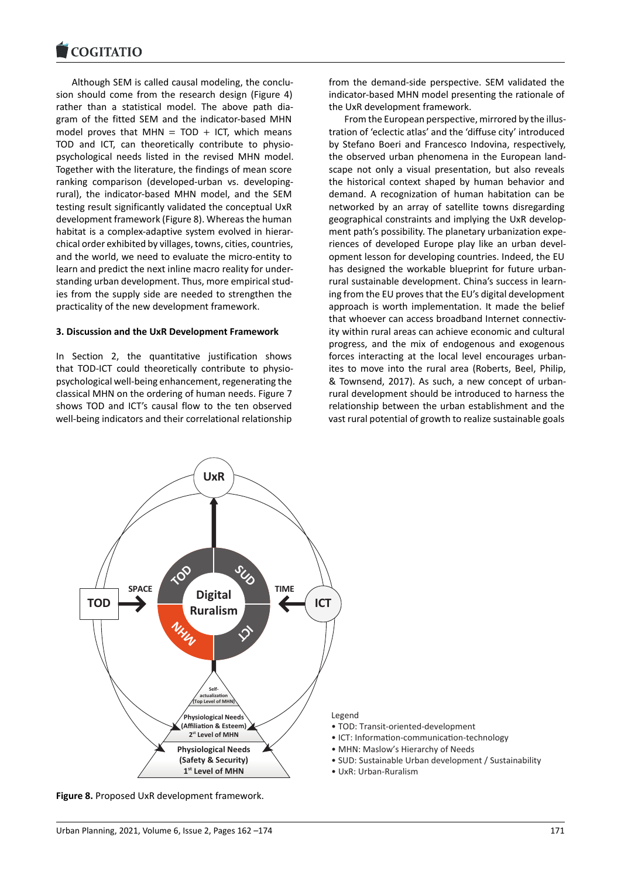Although SEM is called causal modeling, the conclusion should come from the research design (Figure 4) rather than a statistical model. The above path diagram of the fitted SEM and the indicator-based MHN model proves that MHN = TOD + ICT, which means TOD and ICT, can theoretically contribute to physio-psychological needs listed in the revised MHN model. Together with the literature, the findings of mean score ranking comparison (developed-urban vs. developing-rural), the indicator-based MHN model, and the SEM testing result significantly validated the conceptual UxR development framework (Figure 8). Whereas the human habitat is a complex-adaptive system evolved in hierarchical order exhibited by villages, towns, cities, countries, and the world, we need to evaluate the micro-entity to learn and predict the next inline macro reality for understanding urban development. Thus, more empirical studies from the supply side are needed to strengthen the practicality of the new development framework.

### 3. Discussion and the UxR Development Framework

In Section 2, the quantitative justification shows that TOD-ICT could theoretically contribute to physio-psychological well-being enhancement, regenerating the classical MHN on the ordering of human needs. Figure 7 shows TOD and ICT's causal flow to the ten observed well-being indicators and their correlational relationship from the demand-side perspective. SEM validated the indicator-based MHN model presenting the rationale of the UxR development framework.

From the European perspective, mirrored by the illustration of 'eclectic atlas' and the 'diffuse city' introduced by Stefano Boeri and Francesco Indovina, respectively, the observed urban phenomena in the European landscape not only a visual presentation, but also reveals the historical context shaped by human behavior and demand. A recognization of human habitation can be networked by an array of satellite towns disregarding geographical constraints and implying the UxR development path's possibility. The planetary urbanization experiences of developed Europe play like an urban development lesson for developing countries. Indeed, the EU has designed the workable blueprint for future urban-rural sustainable development. China's success in learning from the EU proves that the EU's digital development approach is worth implementation. It made the belief that whoever can access broadband Internet connectivity within rural areas can achieve economic and cultural progress, and the mix of endogenous and exogenous forces interacting at the local level encourages urbanites to move into the rural area (Roberts, Beel, Philip, & Townsend, 2017). As such, a new concept of urban-rural development should be introduced to harness the relationship between the urban establishment and the vast rural potential of growth to realize sustainable goals

Legend

- TOD: Transit-oriented-development
- ICT: Information-communication-technology
- MHN: Maslow's Hierarchy of Needs
- SUD: Sustainable Urban development / Sustainability
- UxR: Urban-Ruralism

**Figure 8.** Proposed UxR development framework.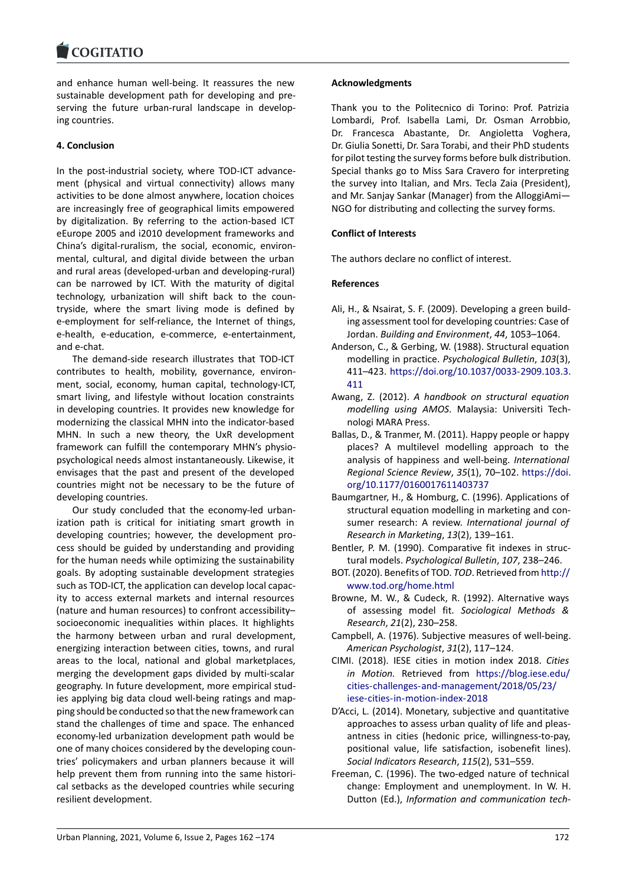and enhance human well-being. It reassures the new sustainable development path for developing and preserving the future urban-rural landscape in developing countries.

## 4. Conclusion

In the post-industrial society, where TOD-ICT advancement (physical and virtual connectivity) allows many activities to be done almost anywhere, location choices are increasingly free of geographical limits empowered by digitalization. By referring to the action-based ICT eEurope 2005 and i2010 development frameworks and China's digital-ruralism, the social, economic, environmental, cultural, and digital divide between the urban and rural areas (developed-urban and developing-rural) can be narrowed by ICT. With the maturity of digital technology, urbanization will shift back to the countryside, where the smart living mode is defined by e-employment for self-reliance, the Internet of things, e-health, e-education, e-commerce, e-entertainment, and e-chat.

The demand-side research illustrates that TOD-ICT contributes to health, mobility, governance, environment, social, economy, human capital, technology-ICT, smart living, and lifestyle without location constraints in developing countries. It provides new knowledge for modernizing the classical MHN into the indicator-based MHN. In such a new theory, the UxR development framework can fulfill the contemporary MHN's physio-psychological needs almost instantaneously. Likewise, it envisages that the past and present of the developed countries might not be necessary to be the future of developing countries.

Our study concluded that the economy-led urbanization path is critical for initiating smart growth in developing countries; however, the development process should be guided by understanding and providing for the human needs while optimizing the sustainability goals. By adopting sustainable development strategies such as TOD-ICT, the application can develop local capacity to access external markets and internal resources (nature and human resources) to confront accessibility–socioeconomic inequalities within places. It highlights the harmony between urban and rural development, energizing interaction between cities, towns, and rural areas to the local, national and global marketplaces, merging the development gaps divided by multi-scalar geography. In future development, more empirical studies applying big data cloud well-being ratings and mapping should be conducted so that the new framework can stand the challenges of time and space. The enhanced economy-led urbanization development path would be one of many choices considered by the developing countries' policymakers and urban planners because it will help prevent them from running into the same historical setbacks as the developed countries while securing resilient development.

## Acknowledgments

Thank you to the Politecnico di Torino: Prof. Patrizia Lombardi, Prof. Isabella Lami, Dr. Osman Arrobbio, Dr. Francesca Abastante, Dr. Angioletta Voghera, Dr. Giulia Sonetti, Dr. Sara Torabi, and their PhD students for pilot testing the survey forms before bulk distribution. Special thanks go to Miss Sara Cravero for interpreting the survey into Italian, and Mrs. Tecla Zaia (President), and Mr. Sanjay Sankar (Manager) from the AlloggiAmi—NGO for distributing and collecting the survey forms.

## Conflict of Interests

The authors declare no conflict of interest.

## References

Ali, H., & Nsairat, S. F. (2009). Developing a green building assessment tool for developing countries: Case of Jordan. *Building and Environment*, *44*, 1053–1064.

Anderson, C., & Gerbing, W. (1988). Structural equation modelling in practice. *Psychological Bulletin*, *103*(3), 411–423. https://doi.org/10.1037/0033-2909.103.3.411

Awang, Z. (2012). *A handbook on structural equation modelling using AMOS*. Malaysia: Universiti Technologi MARA Press.

Ballas, D., & Tranmer, M. (2011). Happy people or happy places? A multilevel modelling approach to the analysis of happiness and well-being. *International Regional Science Review*, *35*(1), 70–102. https://doi.org/10.1177/0160017611403737

Baumgartner, H., & Homburg, C. (1996). Applications of structural equation modelling in marketing and consumer research: A review. *International journal of Research in Marketing*, *13*(2), 139–161.

Bentler, P. M. (1990). Comparative fit indexes in structural models. *Psychological Bulletin*, *107*, 238–246.

BOT. (2020). Benefits of TOD. *TOD*. Retrieved from http://www.tod.org/home.html

Browne, M. W., & Cudeck, R. (1992). Alternative ways of assessing model fit. *Sociological Methods & Research*, *21*(2), 230–258.

Campbell, A. (1976). Subjective measures of well-being. *American Psychologist*, *31*(2), 117–124.

CIMI. (2018). IESE cities in motion index 2018. *Cities in Motion.* Retrieved from https://blog.iese.edu/cities-challenges-and-management/2018/05/23/iese-cities-in-motion-index-2018

D'Acci, L. (2014). Monetary, subjective and quantitative approaches to assess urban quality of life and pleasantness in cities (hedonic price, willingness-to-pay, positional value, life satisfaction, isobenefit lines). *Social Indicators Research*, *115*(2), 531–559.

Freeman, C. (1996). The two-edged nature of technical change: Employment and unemployment. In W. H. Dutton (Ed.), *Information and communication tech-*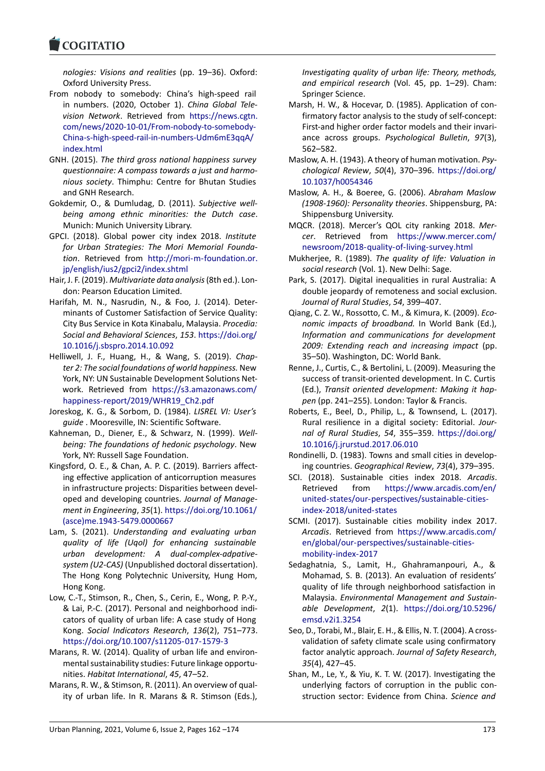*nologies: Visions and realities* (pp. 19–36). Oxford: Oxford University Press.

From nobody to somebody: China's high-speed rail in numbers. (2020, October 1). *China Global Television Network*. Retrieved from https://news.cgtn.com/news/2020-10-01/From-nobody-to-somebody-China-s-high-speed-rail-in-numbers-Udm6mE3qqA/index.html

GNH. (2015). *The third gross national happiness survey questionnaire: A compass towards a just and harmonious society*. Thimphu: Centre for Bhutan Studies and GNH Research.

Gokdemir, O., & Dumludag, D. (2011). *Subjective well-being among ethnic minorities: the Dutch case*. Munich: Munich University Library.

GPCI. (2018). Global power city index 2018. *Institute for Urban Strategies: The Mori Memorial Foundation*. Retrieved from http://mori-m-foundation.or.jp/english/ius2/gpci2/index.shtml

Hair, J. F. (2019). *Multivariate data analysis* (8th ed.). London: Pearson Education Limited.

Harifah, M. N., Nasrudin, N., & Foo, J. (2014). Determinants of Customer Satisfaction of Service Quality: City Bus Service in Kota Kinabalu, Malaysia. *Procedia: Social and Behavioral Sciences*, *153*. https://doi.org/10.1016/j.sbspro.2014.10.092

Helliwell, J. F., Huang, H., & Wang, S. (2019). *Chapter 2: The social foundations of world happiness.* New York, NY: UN Sustainable Development Solutions Network. Retrieved from https://s3.amazonaws.com/happiness-report/2019/WHR19_Ch2.pdf

Joreskog, K. G., & Sorbom, D. (1984). *LISREL VI: User's guide* . Mooresville, IN: Scientific Software.

Kahneman, D., Diener, E., & Schwarz, N. (1999). *Well-being: The foundations of hedonic psychology*. New York, NY: Russell Sage Foundation.

Kingsford, O. E., & Chan, A. P. C. (2019). Barriers affecting effective application of anticorruption measures in infrastructure projects: Disparities between developed and developing countries. *Journal of Management in Engineering*, *35*(1). https://doi.org/10.1061/(asce)me.1943-5479.0000667

Lam, S. (2021). *Understanding and evaluating urban quality of life (Uqol) for enhancing sustainable urban development: A dual-complex-adpative-system (U2-CAS)* (Unpublished doctoral dissertation). The Hong Kong Polytechnic University, Hung Hom, Hong Kong.

Low, C.-T., Stimson, R., Chen, S., Cerin, E., Wong, P. P.-Y., & Lai, P.-C. (2017). Personal and neighborhood indicators of quality of urban life: A case study of Hong Kong. *Social Indicators Research*, *136*(2), 751–773. https://doi.org/10.1007/s11205-017-1579-3

Marans, R. W. (2014). Quality of urban life and environmental sustainability studies: Future linkage opportunities. *Habitat International*, *45*, 47–52.

Marans, R. W., & Stimson, R. (2011). An overview of quality of urban life. In R. Marans & R. Stimson (Eds.), *Investigating quality of urban life: Theory, methods, and empirical research* (Vol. 45, pp. 1–29). Cham: Springer Science.

Marsh, H. W., & Hocevar, D. (1985). Application of confirmatory factor analysis to the study of self-concept: First-and higher order factor models and their invariance across groups. *Psychological Bulletin*, *97*(3), 562–582.

Maslow, A. H. (1943). A theory of human motivation. *Psychological Review*, *50*(4), 370–396. https://doi.org/10.1037/h0054346

Maslow, A. H., & Boeree, G. (2006). *Abraham Maslow (1908-1960): Personality theories*. Shippensburg, PA: Shippensburg University.

MQCR. (2018). Mercer's QOL city ranking 2018. *Mercer*. Retrieved from https://www.mercer.com/newsroom/2018-quality-of-living-survey.html

Mukherjee, R. (1989). *The quality of life: Valuation in social research* (Vol. 1). New Delhi: Sage.

Park, S. (2017). Digital inequalities in rural Australia: A double jeopardy of remoteness and social exclusion. *Journal of Rural Studies*, *54*, 399–407.

Qiang, C. Z. W., Rossotto, C. M., & Kimura, K. (2009). *Economic impacts of broadband.* In World Bank (Ed.), *Information and communications for development 2009: Extending reach and increasing impact* (pp. 35–50). Washington, DC: World Bank.

Renne, J., Curtis, C., & Bertolini, L. (2009). Measuring the success of transit-oriented development. In C. Curtis (Ed.), *Transit oriented development: Making it happen* (pp. 241–255). London: Taylor & Francis.

Roberts, E., Beel, D., Philip, L., & Townsend, L. (2017). Rural resilience in a digital society: Editorial. *Journal of Rural Studies*, *54*, 355–359. https://doi.org/10.1016/j.jrurstud.2017.06.010

Rondinelli, D. (1983). Towns and small cities in developing countries. *Geographical Review*, *73*(4), 379–395.

SCI. (2018). Sustainable cities index 2018. *Arcadis*. Retrieved from https://www.arcadis.com/en/united-states/our-perspectives/sustainable-cities-index-2018/united-states

SCMI. (2017). Sustainable cities mobility index 2017. *Arcadis*. Retrieved from https://www.arcadis.com/en/global/our-perspectives/sustainable-cities-mobility-index-2017

Sedaghatnia, S., Lamit, H., Ghahramanpouri, A., & Mohamad, S. B. (2013). An evaluation of residents' quality of life through neighborhood satisfaction in Malaysia. *Environmental Management and Sustainable Development*, *2*(1). https://doi.org/10.5296/emsd.v2i1.3254

Seo, D., Torabi, M., Blair, E. H., & Ellis, N. T. (2004). A cross-validation of safety climate scale using confirmatory factor analytic approach. *Journal of Safety Research*, *35*(4), 427–45.

Shan, M., Le, Y., & Yiu, K. T. W. (2017). Investigating the underlying factors of corruption in the public construction sector: Evidence from China. *Science and*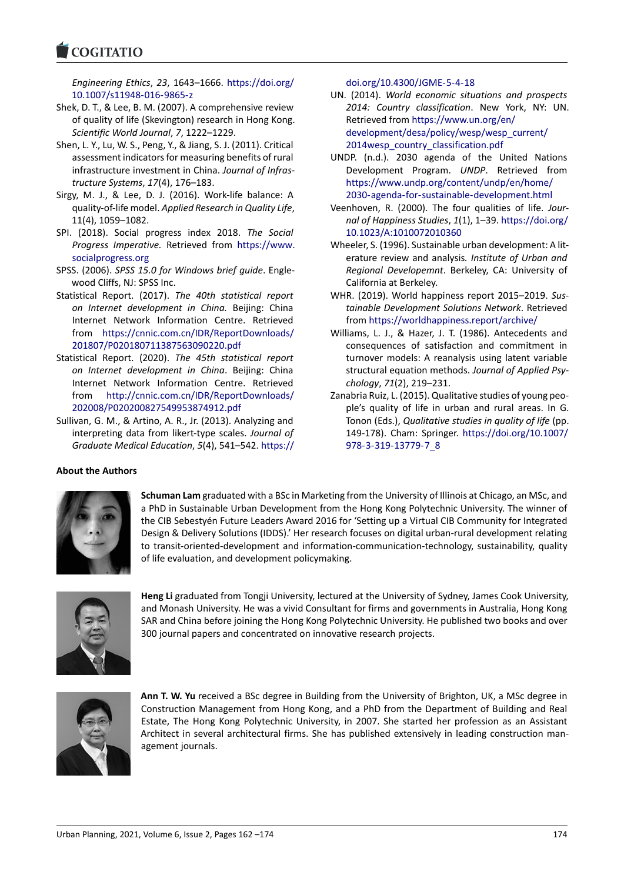*Engineering Ethics*, *23*, 1643–1666. https://doi.org/10.1007/s11948-016-9865-z

Shek, D. T., & Lee, B. M. (2007). A comprehensive review of quality of life (Skevington) research in Hong Kong. *Scientific World Journal*, *7*, 1222–1229.

Shen, L. Y., Lu, W. S., Peng, Y., & Jiang, S. J. (2011). Critical assessment indicators for measuring benefits of rural infrastructure investment in China. *Journal of Infrastructure Systems*, *17*(4), 176–183.

Sirgy, M. J., & Lee, D. J. (2016). Work-life balance: A quality-of-life model. *Applied Research in Quality Life*, 11(4), 1059–1082.

SPI. (2018). Social progress index 2018. *The Social Progress Imperative.* Retrieved from https://www.socialprogress.org

SPSS. (2006). *SPSS 15.0 for Windows brief guide*. Englewood Cliffs, NJ: SPSS Inc.

Statistical Report. (2017). *The 40th statistical report on Internet development in China.* Beijing: China Internet Network Information Centre. Retrieved from https://cnnic.com.cn/IDR/ReportDownloads/201807/P020180711387563090220.pdf

Statistical Report. (2020). *The 45th statistical report on Internet development in China*. Beijing: China Internet Network Information Centre. Retrieved from http://cnnic.com.cn/IDR/ReportDownloads/202008/P020200827549953874912.pdf

Sullivan, G. M., & Artino, A. R., Jr. (2013). Analyzing and interpreting data from likert-type scales. *Journal of Graduate Medical Education*, *5*(4), 541–542. https://doi.org/10.4300/JGME-5-4-18

UN. (2014). *World economic situations and prospects 2014: Country classification*. New York, NY: UN. Retrieved from https://www.un.org/en/development/desa/policy/wesp/wesp_current/2014wesp_country_classification.pdf

UNDP. (n.d.). 2030 agenda of the United Nations Development Program. *UNDP*. Retrieved from https://www.undp.org/content/undp/en/home/2030-agenda-for-sustainable-development.html

Veenhoven, R. (2000). The four qualities of life. *Journal of Happiness Studies*, *1*(1), 1–39. https://doi.org/10.1023/A:1010072010360

Wheeler, S. (1996). Sustainable urban development: A literature review and analysis*. Institute of Urban and Regional Developemnt*. Berkeley, CA: University of California at Berkeley.

WHR. (2019). World happiness report 2015–2019. *Sustainable Development Solutions Network*. Retrieved from https://worldhappiness.report/archive/

Williams, L. J., & Hazer, J. T. (1986). Antecedents and consequences of satisfaction and commitment in turnover models: A reanalysis using latent variable structural equation methods. *Journal of Applied Psychology*, *71*(2), 219–231.

Zanabria Ruiz, L. (2015). Qualitative studies of young people's quality of life in urban and rural areas. In G. Tonon (Eds.), *Qualitative studies in quality of life* (pp. 149-178). Cham: Springer. https://doi.org/10.1007/978-3-319-13779-7_8

**About the Authors**

**Schuman Lam** graduated with a BSc in Marketing from the University of Illinois at Chicago, an MSc, and a PhD in Sustainable Urban Development from the Hong Kong Polytechnic University. The winner of the CIB Sebestyén Future Leaders Award 2016 for 'Setting up a Virtual CIB Community for Integrated Design & Delivery Solutions (IDDS).' Her research focuses on digital urban-rural development relating to transit-oriented-development and information-communication-technology, sustainability, quality of life evaluation, and development policymaking.

**Heng Li** graduated from Tongji University, lectured at the University of Sydney, James Cook University, and Monash University. He was a vivid Consultant for firms and governments in Australia, Hong Kong SAR and China before joining the Hong Kong Polytechnic University. He published two books and over 300 journal papers and concentrated on innovative research projects.

**Ann T. W. Yu** received a BSc degree in Building from the University of Brighton, UK, a MSc degree in Construction Management from Hong Kong, and a PhD from the Department of Building and Real Estate, The Hong Kong Polytechnic University, in 2007. She started her profession as an Assistant Architect in several architectural firms. She has published extensively in leading construction management journals.